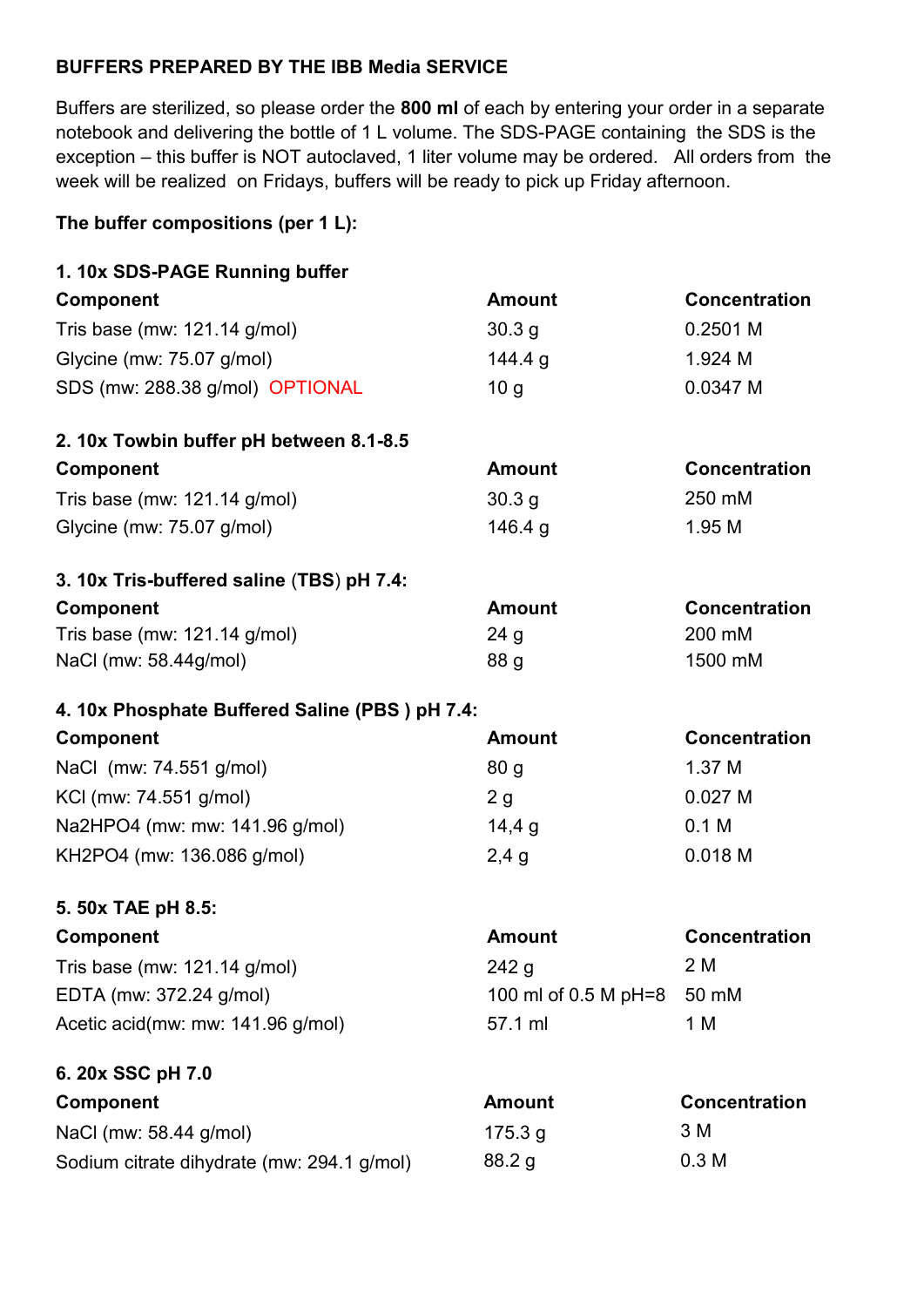**BUFFERS PREPARED BY THE IBB Media SERVICE**

Buffers are sterilized, so please order the **800 ml** of each by entering your order in a separate notebook and delivering the bottle of 1 L volume. The SDS-PAGE containing the SDS is the exception – this buffer is NOT autoclaved, 1 liter volume may be ordered. All orders from the week will be realized on Fridays, buffers will be ready to pick up Friday afternoon.

**The buffer compositions (per 1 L):**

**1. 10x SDS-PAGE Running buffer**

| Component | Amount | Concentration |
|---|---|---|
| Tris base (mw: 121.14 g/mol) | 30.3 g | 0.2501 M |
| Glycine (mw: 75.07 g/mol) | 144.4 g | 1.924 M |
| SDS (mw: 288.38 g/mol) OPTIONAL | 10 g | 0.0347 M |

**2. 10x Towbin buffer pH between 8.1-8.5**

| Component | Amount | Concentration |
|---|---|---|
| Tris base (mw: 121.14 g/mol) | 30.3 g | 250 mM |
| Glycine (mw: 75.07 g/mol) | 146.4 g | 1.95 M |

**3. 10x Tris-buffered saline (TBS) pH 7.4:**

| Component | Amount | Concentration |
|---|---|---|
| Tris base (mw: 121.14 g/mol) | 24 g | 200 mM |
| NaCl (mw: 58.44g/mol) | 88 g | 1500 mM |

**4. 10x Phosphate Buffered Saline (PBS ) pH 7.4:**

| Component | Amount | Concentration |
|---|---|---|
| NaCl (mw: 74.551 g/mol) | 80 g | 1.37 M |
| KCl (mw: 74.551 g/mol) | 2 g | 0.027 M |
| $Na_2HPO_4$ (mw: mw: 141.96 g/mol) | 14,4 g | 0.1 M |
| $KH_2PO_4$ (mw: 136.086 g/mol) | 2,4 g | 0.018 M |

**5. 50x TAE pH 8.5:**

| Component | Amount | Concentration |
|---|---|---|
| Tris base (mw: 121.14 g/mol) | 242 g | 2 M |
| EDTA (mw: 372.24 g/mol) | 100 ml of 0.5 M pH=8 | 50 mM |
| Acetic acid(mw: mw: 141.96 g/mol) | 57.1 ml | 1 M |

**6. 20x SSC pH 7.0**

| Component | Amount | Concentration |
|---|---|---|
| NaCl (mw: 58.44 g/mol) | 175.3 g | 3 M |
| Sodium citrate dihydrate (mw: 294.1 g/mol) | 88.2 g | 0.3 M |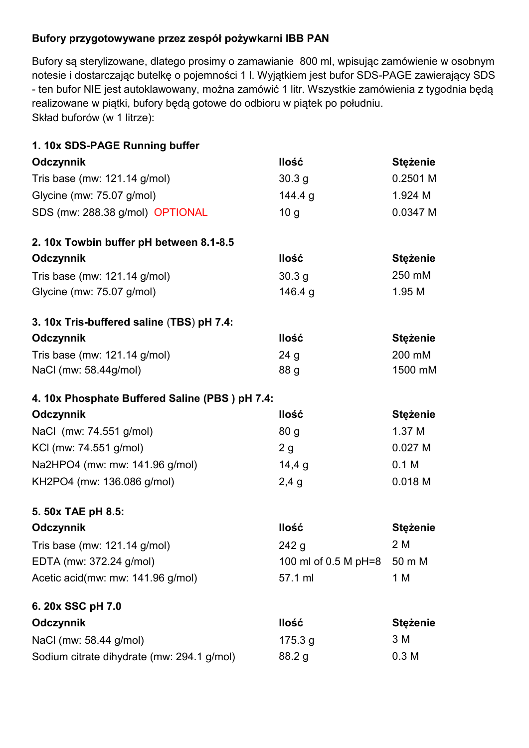**Bufory przygotowywane przez zespół pożywkarni IBB PAN**

Bufory są sterylizowane, dlatego prosimy o zamawianie 800 ml, wpisując zamówienie w osobnym notesie i dostarczając butelkę o pojemności 1 l. Wyjątkiem jest bufor SDS-PAGE zawierający SDS - ten bufor NIE jest autoklawowany, można zamówić 1 litr. Wszystkie zamówienia z tygodnia będą realizowane w piątki, bufory będą gotowe do odbioru w piątek po południu.
Skład buforów (w 1 litrze):

**1. 10x SDS-PAGE Running buffer**

| Odczynnik | Ilość | Stężenie |
|---|---|---|
| Tris base (mw: 121.14 g/mol) | 30.3 g | 0.2501 M |
| Glycine (mw: 75.07 g/mol) | 144.4 g | 1.924 M |
| SDS (mw: 288.38 g/mol) OPTIONAL | 10 g | 0.0347 M |

**2. 10x Towbin buffer pH between 8.1-8.5**

| Odczynnik | Ilość | Stężenie |
|---|---|---|
| Tris base (mw: 121.14 g/mol) | 30.3 g | 250 mM |
| Glycine (mw: 75.07 g/mol) | 146.4 g | 1.95 M |

**3. 10x Tris-buffered saline (TBS) pH 7.4:**

| Odczynnik | Ilość | Stężenie |
|---|---|---|
| Tris base (mw: 121.14 g/mol) | 24 g | 200 mM |
| NaCl (mw: 58.44g/mol) | 88 g | 1500 mM |

**4. 10x Phosphate Buffered Saline (PBS ) pH 7.4:**

| Odczynnik | Ilość | Stężenie |
|---|---|---|
| NaCl (mw: 74.551 g/mol) | 80 g | 1.37 M |
| KCl (mw: 74.551 g/mol) | 2 g | 0.027 M |
| $Na_2HPO_4$ (mw: mw: 141.96 g/mol) | 14,4 g | 0.1 M |
| $KH_2PO_4$ (mw: 136.086 g/mol) | 2,4 g | 0.018 M |

**5. 50x TAE pH 8.5:**

| Odczynnik | Ilość | Stężenie |
|---|---|---|
| Tris base (mw: 121.14 g/mol) | 242 g | 2 M |
| EDTA (mw: 372.24 g/mol) | 100 ml of 0.5 M pH=8 | 50 m M |
| Acetic acid(mw: mw: 141.96 g/mol) | 57.1 ml | 1 M |

**6. 20x SSC pH 7.0**

| Odczynnik | Ilość | Stężenie |
|---|---|---|
| NaCl (mw: 58.44 g/mol) | 175.3 g | 3 M |
| Sodium citrate dihydrate (mw: 294.1 g/mol) | 88.2 g | 0.3 M |